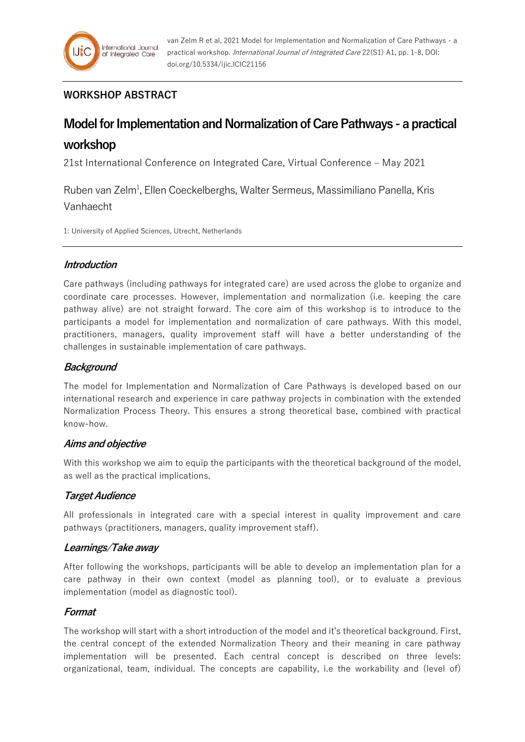**WORKSHOP ABSTRACT**

# Model for Implementation and Normalization of Care Pathways - a practical workshop

21st International Conference on Integrated Care, Virtual Conference – May 2021

Ruben van Zelm[1], Ellen Coeckelberghs, Walter Sermeus, Massimiliano Panella, Kris Vanhaecht

1: University of Applied Sciences, Utrecht, Netherlands

## *Introduction*

Care pathways (including pathways for integrated care) are used across the globe to organize and coordinate care processes. However, implementation and normalization (i.e. keeping the care pathway alive) are not straight forward. The core aim of this workshop is to introduce to the participants a model for implementation and normalization of care pathways. With this model, practitioners, managers, quality improvement staff will have a better understanding of the challenges in sustainable implementation of care pathways.

## *Background*

The model for Implementation and Normalization of Care Pathways is developed based on our international research and experience in care pathway projects in combination with the extended Normalization Process Theory. This ensures a strong theoretical base, combined with practical know-how.

## *Aims and objective*

With this workshop we aim to equip the participants with the theoretical background of the model, as well as the practical implications.

## *Target Audience*

All professionals in integrated care with a special interest in quality improvement and care pathways (practitioners, managers, quality improvement staff).

## *Learnings/Take away*

After following the workshops, participants will be able to develop an implementation plan for a care pathway in their own context (model as planning tool), or to evaluate a previous implementation (model as diagnostic tool).

## *Format*

The workshop will start with a short introduction of the model and it's theoretical background. First, the central concept of the extended Normalization Theory and their meaning in care pathway implementation will be presented. Each central concept is described on three levels: organizational, team, individual. The concepts are capability, i.e the workability and (level of)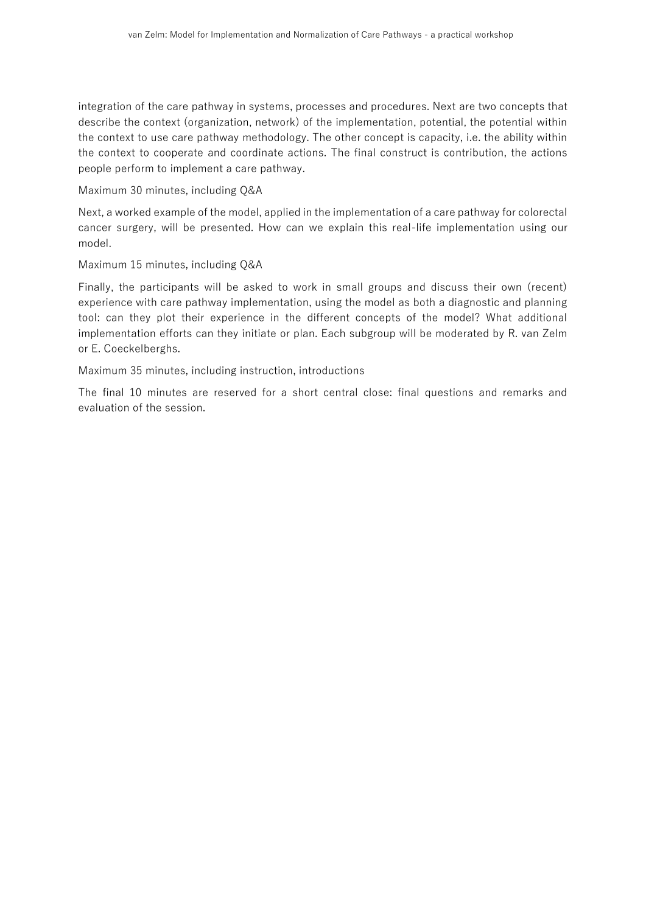integration of the care pathway in systems, processes and procedures. Next are two concepts that describe the context (organization, network) of the implementation, potential, the potential within the context to use care pathway methodology. The other concept is capacity, i.e. the ability within the context to cooperate and coordinate actions. The final construct is contribution, the actions people perform to implement a care pathway.

Maximum 30 minutes, including Q&A

Next, a worked example of the model, applied in the implementation of a care pathway for colorectal cancer surgery, will be presented. How can we explain this real-life implementation using our model.

Maximum 15 minutes, including Q&A

Finally, the participants will be asked to work in small groups and discuss their own (recent) experience with care pathway implementation, using the model as both a diagnostic and planning tool: can they plot their experience in the different concepts of the model? What additional implementation efforts can they initiate or plan. Each subgroup will be moderated by R. van Zelm or E. Coeckelberghs.

Maximum 35 minutes, including instruction, introductions

The final 10 minutes are reserved for a short central close: final questions and remarks and evaluation of the session.